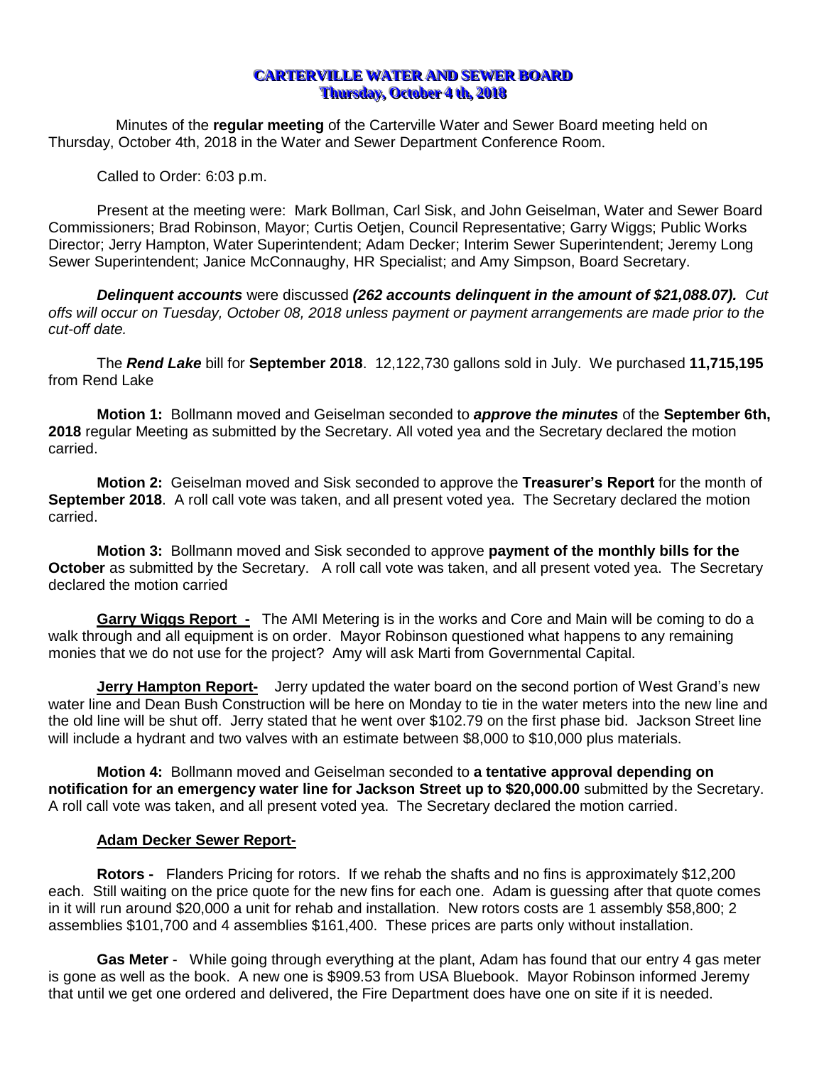# CARTERVILLE WATER AND SEWER BOARD
## Thursday, October 4 th, 2018

Minutes of the **regular meeting** of the Carterville Water and Sewer Board meeting held on Thursday, October 4th, 2018 in the Water and Sewer Department Conference Room.

Called to Order: 6:03 p.m.

Present at the meeting were: Mark Bollman, Carl Sisk, and John Geiselman, Water and Sewer Board Commissioners; Brad Robinson, Mayor; Curtis Oetjen, Council Representative; Garry Wiggs; Public Works Director; Jerry Hampton, Water Superintendent; Adam Decker; Interim Sewer Superintendent; Jeremy Long Sewer Superintendent; Janice McConnaughy, HR Specialist; and Amy Simpson, Board Secretary.

***Delinquent accounts*** were discussed ***(262 accounts delinquent in the amount of $21,088.07).*** *Cut offs will occur on Tuesday, October 08, 2018 unless payment or payment arrangements are made prior to the cut-off date.*

The ***Rend Lake*** bill for **September 2018**. 12,122,730 gallons sold in July. We purchased **11,715,195** from Rend Lake

**Motion 1:** Bollmann moved and Geiselman seconded to ***approve the minutes*** of the **September 6th, 2018** regular Meeting as submitted by the Secretary. All voted yea and the Secretary declared the motion carried.

**Motion 2:** Geiselman moved and Sisk seconded to approve the **Treasurer's Report** for the month of **September 2018**. A roll call vote was taken, and all present voted yea. The Secretary declared the motion carried.

**Motion 3:** Bollmann moved and Sisk seconded to approve **payment of the monthly bills for the October** as submitted by the Secretary. A roll call vote was taken, and all present voted yea. The Secretary declared the motion carried

**Garry Wiggs Report -** The AMI Metering is in the works and Core and Main will be coming to do a walk through and all equipment is on order. Mayor Robinson questioned what happens to any remaining monies that we do not use for the project? Amy will ask Marti from Governmental Capital.

**Jerry Hampton Report-** Jerry updated the water board on the second portion of West Grand's new water line and Dean Bush Construction will be here on Monday to tie in the water meters into the new line and the old line will be shut off. Jerry stated that he went over $102.79 on the first phase bid. Jackson Street line will include a hydrant and two valves with an estimate between $8,000 to $10,000 plus materials.

**Motion 4:** Bollmann moved and Geiselman seconded to **a tentative approval depending on notification for an emergency water line for Jackson Street up to $20,000.00** submitted by the Secretary. A roll call vote was taken, and all present voted yea. The Secretary declared the motion carried.

**Adam Decker Sewer Report-**

**Rotors -** Flanders Pricing for rotors. If we rehab the shafts and no fins is approximately $12,200 each. Still waiting on the price quote for the new fins for each one. Adam is guessing after that quote comes in it will run around $20,000 a unit for rehab and installation. New rotors costs are 1 assembly $58,800; 2 assemblies $101,700 and 4 assemblies $161,400. These prices are parts only without installation.

**Gas Meter** - While going through everything at the plant, Adam has found that our entry 4 gas meter is gone as well as the book. A new one is $909.53 from USA Bluebook. Mayor Robinson informed Jeremy that until we get one ordered and delivered, the Fire Department does have one on site if it is needed.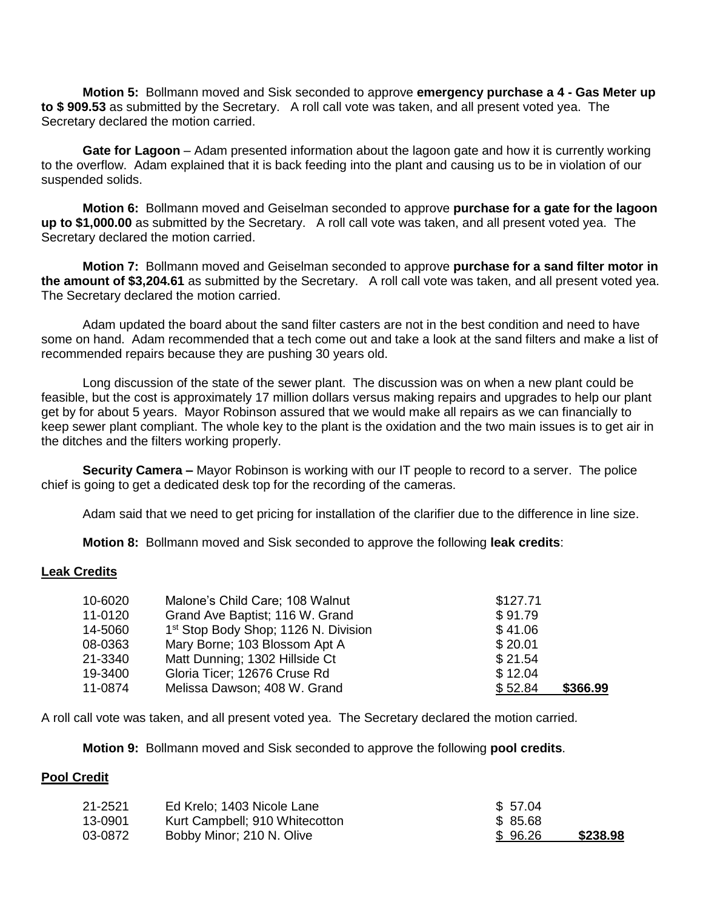**Motion 5:** Bollmann moved and Sisk seconded to approve **emergency purchase a 4 - Gas Meter up to $ 909.53** as submitted by the Secretary. A roll call vote was taken, and all present voted yea. The Secretary declared the motion carried.

**Gate for Lagoon** – Adam presented information about the lagoon gate and how it is currently working to the overflow. Adam explained that it is back feeding into the plant and causing us to be in violation of our suspended solids.

**Motion 6:** Bollmann moved and Geiselman seconded to approve **purchase for a gate for the lagoon up to $1,000.00** as submitted by the Secretary. A roll call vote was taken, and all present voted yea. The Secretary declared the motion carried.

**Motion 7:** Bollmann moved and Geiselman seconded to approve **purchase for a sand filter motor in the amount of $3,204.61** as submitted by the Secretary. A roll call vote was taken, and all present voted yea. The Secretary declared the motion carried.

Adam updated the board about the sand filter casters are not in the best condition and need to have some on hand. Adam recommended that a tech come out and take a look at the sand filters and make a list of recommended repairs because they are pushing 30 years old.

Long discussion of the state of the sewer plant. The discussion was on when a new plant could be feasible, but the cost is approximately 17 million dollars versus making repairs and upgrades to help our plant get by for about 5 years. Mayor Robinson assured that we would make all repairs as we can financially to keep sewer plant compliant. The whole key to the plant is the oxidation and the two main issues is to get air in the ditches and the filters working properly.

**Security Camera –** Mayor Robinson is working with our IT people to record to a server. The police chief is going to get a dedicated desk top for the recording of the cameras.

Adam said that we need to get pricing for installation of the clarifier due to the difference in line size.

**Motion 8:** Bollmann moved and Sisk seconded to approve the following **leak credits**:

**Leak Credits**

| | | | |
|---|---|---|---|
| 10-6020 | Malone's Child Care; 108 Walnut | $127.71 | |
| 11-0120 | Grand Ave Baptist; 116 W. Grand | $ 91.79 | |
| 14-5060 | 1st Stop Body Shop; 1126 N. Division | $ 41.06 | |
| 08-0363 | Mary Borne; 103 Blossom Apt A | $ 20.01 | |
| 21-3340 | Matt Dunning; 1302 Hillside Ct | $ 21.54 | |
| 19-3400 | Gloria Ticer; 12676 Cruse Rd | $ 12.04 | |
| 11-0874 | Melissa Dawson; 408 W. Grand | $ 52.84 | **$366.99** |

A roll call vote was taken, and all present voted yea. The Secretary declared the motion carried.

**Motion 9:** Bollmann moved and Sisk seconded to approve the following **pool credits**.

**Pool Credit**

| | | | |
|---|---|---|---|
| 21-2521 | Ed Krelo; 1403 Nicole Lane | $ 57.04 | |
| 13-0901 | Kurt Campbell; 910 Whitecotton | $ 85.68 | |
| 03-0872 | Bobby Minor; 210 N. Olive | $ 96.26 | **$238.98** |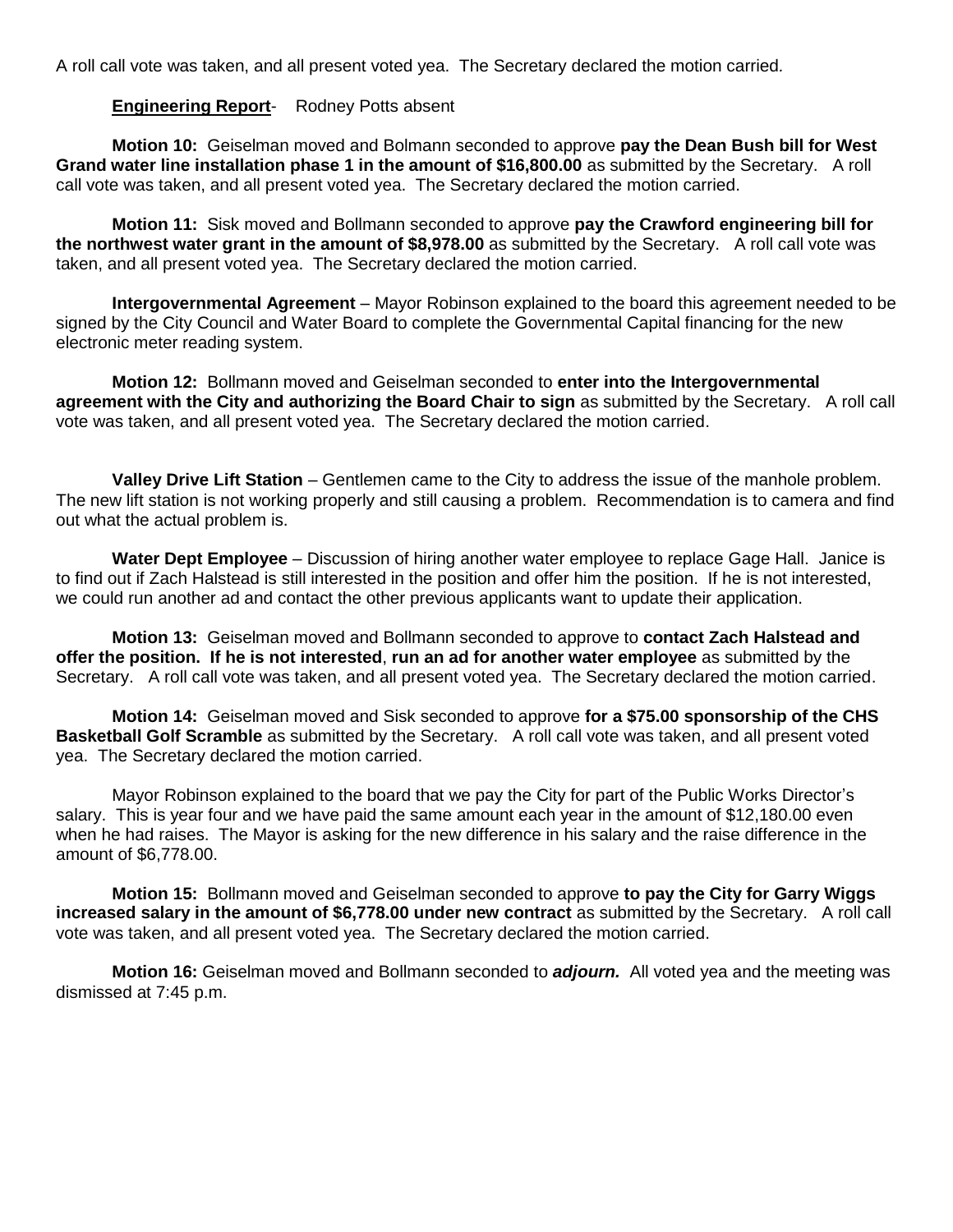A roll call vote was taken, and all present voted yea. The Secretary declared the motion carried.

**Engineering Report**- Rodney Potts absent

**Motion 10:** Geiselman moved and Bolmann seconded to approve **pay the Dean Bush bill for West Grand water line installation phase 1 in the amount of $16,800.00** as submitted by the Secretary. A roll call vote was taken, and all present voted yea. The Secretary declared the motion carried.

**Motion 11:** Sisk moved and Bollmann seconded to approve **pay the Crawford engineering bill for the northwest water grant in the amount of $8,978.00** as submitted by the Secretary. A roll call vote was taken, and all present voted yea. The Secretary declared the motion carried.

**Intergovernmental Agreement** – Mayor Robinson explained to the board this agreement needed to be signed by the City Council and Water Board to complete the Governmental Capital financing for the new electronic meter reading system.

**Motion 12:** Bollmann moved and Geiselman seconded to **enter into the Intergovernmental agreement with the City and authorizing the Board Chair to sign** as submitted by the Secretary. A roll call vote was taken, and all present voted yea. The Secretary declared the motion carried.

**Valley Drive Lift Station** – Gentlemen came to the City to address the issue of the manhole problem. The new lift station is not working properly and still causing a problem. Recommendation is to camera and find out what the actual problem is.

**Water Dept Employee** – Discussion of hiring another water employee to replace Gage Hall. Janice is to find out if Zach Halstead is still interested in the position and offer him the position. If he is not interested, we could run another ad and contact the other previous applicants want to update their application.

**Motion 13:** Geiselman moved and Bollmann seconded to approve to **contact Zach Halstead and offer the position. If he is not interested**, **run an ad for another water employee** as submitted by the Secretary. A roll call vote was taken, and all present voted yea. The Secretary declared the motion carried.

**Motion 14:** Geiselman moved and Sisk seconded to approve **for a $75.00 sponsorship of the CHS Basketball Golf Scramble** as submitted by the Secretary. A roll call vote was taken, and all present voted yea. The Secretary declared the motion carried.

Mayor Robinson explained to the board that we pay the City for part of the Public Works Director's salary. This is year four and we have paid the same amount each year in the amount of $12,180.00 even when he had raises. The Mayor is asking for the new difference in his salary and the raise difference in the amount of $6,778.00.

**Motion 15:** Bollmann moved and Geiselman seconded to approve **to pay the City for Garry Wiggs increased salary in the amount of $6,778.00 under new contract** as submitted by the Secretary. A roll call vote was taken, and all present voted yea. The Secretary declared the motion carried.

**Motion 16:** Geiselman moved and Bollmann seconded to ***adjourn.*** All voted yea and the meeting was dismissed at 7:45 p.m.